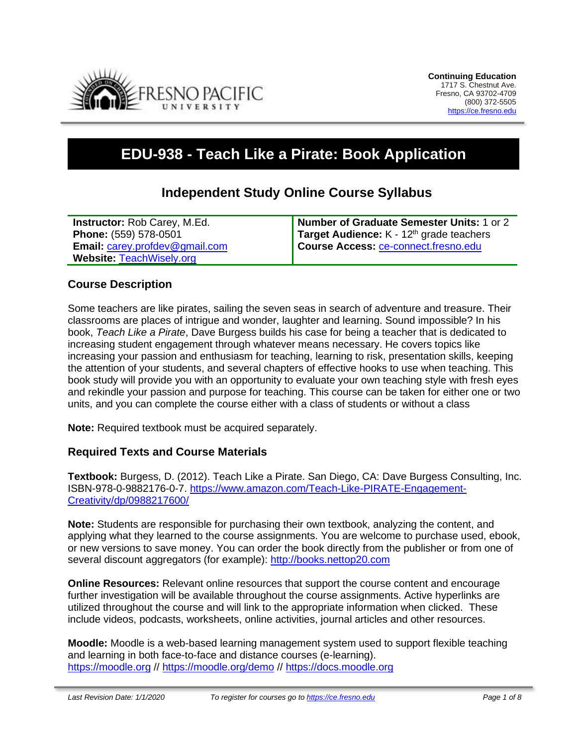FRESNO PACIFIC UNIVERSITY

**Continuing Education**
1717 S. Chestnut Ave.
Fresno, CA 93702-4709
(800) 372-5505
https://ce.fresno.edu

# EDU-938 - Teach Like a Pirate: Book Application

## Independent Study Online Course Syllabus

| | |
|---|---|
| **Instructor:** Rob Carey, M.Ed.<br>**Phone:** (559) 578-0501<br>**Email:** carey.profdev@gmail.com<br>**Website:** TeachWisely.org | **Number of Graduate Semester Units:** 1 or 2<br>**Target Audience:** K - 12th grade teachers<br>**Course Access:** ce-connect.fresno.edu |

### Course Description

Some teachers are like pirates, sailing the seven seas in search of adventure and treasure. Their classrooms are places of intrigue and wonder, laughter and learning. Sound impossible? In his book, *Teach Like a Pirate*, Dave Burgess builds his case for being a teacher that is dedicated to increasing student engagement through whatever means necessary. He covers topics like increasing your passion and enthusiasm for teaching, learning to risk, presentation skills, keeping the attention of your students, and several chapters of effective hooks to use when teaching. This book study will provide you with an opportunity to evaluate your own teaching style with fresh eyes and rekindle your passion and purpose for teaching. This course can be taken for either one or two units, and you can complete the course either with a class of students or without a class

**Note:** Required textbook must be acquired separately.

### Required Texts and Course Materials

**Textbook:** Burgess, D. (2012). Teach Like a Pirate. San Diego, CA: Dave Burgess Consulting, Inc. ISBN-978-0-9882176-0-7. https://www.amazon.com/Teach-Like-PIRATE-Engagement-Creativity/dp/0988217600/

**Note:** Students are responsible for purchasing their own textbook, analyzing the content, and applying what they learned to the course assignments. You are welcome to purchase used, ebook, or new versions to save money. You can order the book directly from the publisher or from one of several discount aggregators (for example): http://books.nettop20.com

**Online Resources:** Relevant online resources that support the course content and encourage further investigation will be available throughout the course assignments. Active hyperlinks are utilized throughout the course and will link to the appropriate information when clicked. These include videos, podcasts, worksheets, online activities, journal articles and other resources.

**Moodle:** Moodle is a web-based learning management system used to support flexible teaching and learning in both face-to-face and distance courses (e-learning). https://moodle.org // https://moodle.org/demo // https://docs.moodle.org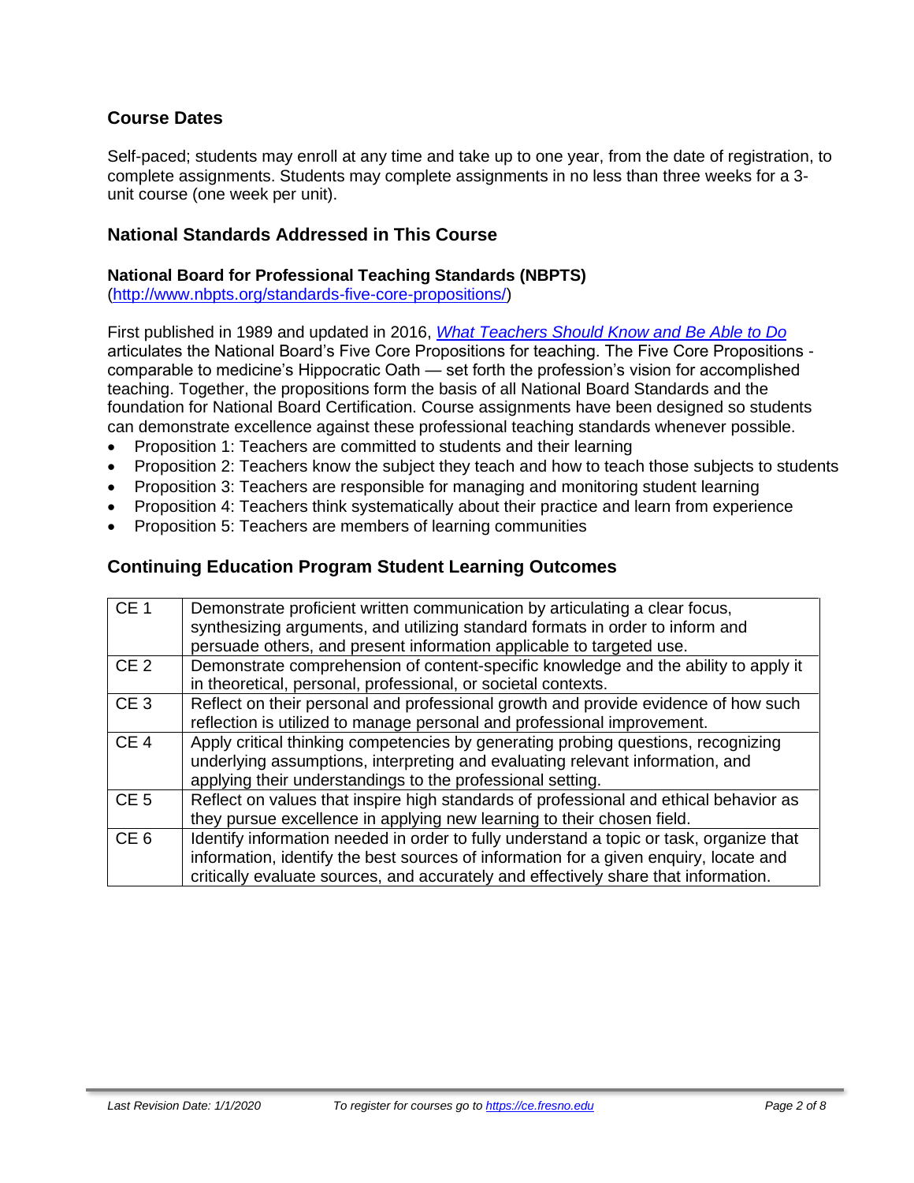## Course Dates

Self-paced; students may enroll at any time and take up to one year, from the date of registration, to complete assignments. Students may complete assignments in no less than three weeks for a 3-unit course (one week per unit).

## National Standards Addressed in This Course

### National Board for Professional Teaching Standards (NBPTS)

(http://www.nbpts.org/standards-five-core-propositions/)

First published in 1989 and updated in 2016, *What Teachers Should Know and Be Able to Do* articulates the National Board's Five Core Propositions for teaching. The Five Core Propositions - comparable to medicine's Hippocratic Oath — set forth the profession's vision for accomplished teaching. Together, the propositions form the basis of all National Board Standards and the foundation for National Board Certification. Course assignments have been designed so students can demonstrate excellence against these professional teaching standards whenever possible.

- Proposition 1: Teachers are committed to students and their learning
- Proposition 2: Teachers know the subject they teach and how to teach those subjects to students
- Proposition 3: Teachers are responsible for managing and monitoring student learning
- Proposition 4: Teachers think systematically about their practice and learn from experience
- Proposition 5: Teachers are members of learning communities

## Continuing Education Program Student Learning Outcomes

| | |
|---|---|
| CE 1 | Demonstrate proficient written communication by articulating a clear focus, synthesizing arguments, and utilizing standard formats in order to inform and persuade others, and present information applicable to targeted use. |
| CE 2 | Demonstrate comprehension of content-specific knowledge and the ability to apply it in theoretical, personal, professional, or societal contexts. |
| CE 3 | Reflect on their personal and professional growth and provide evidence of how such reflection is utilized to manage personal and professional improvement. |
| CE 4 | Apply critical thinking competencies by generating probing questions, recognizing underlying assumptions, interpreting and evaluating relevant information, and applying their understandings to the professional setting. |
| CE 5 | Reflect on values that inspire high standards of professional and ethical behavior as they pursue excellence in applying new learning to their chosen field. |
| CE 6 | Identify information needed in order to fully understand a topic or task, organize that information, identify the best sources of information for a given enquiry, locate and critically evaluate sources, and accurately and effectively share that information. |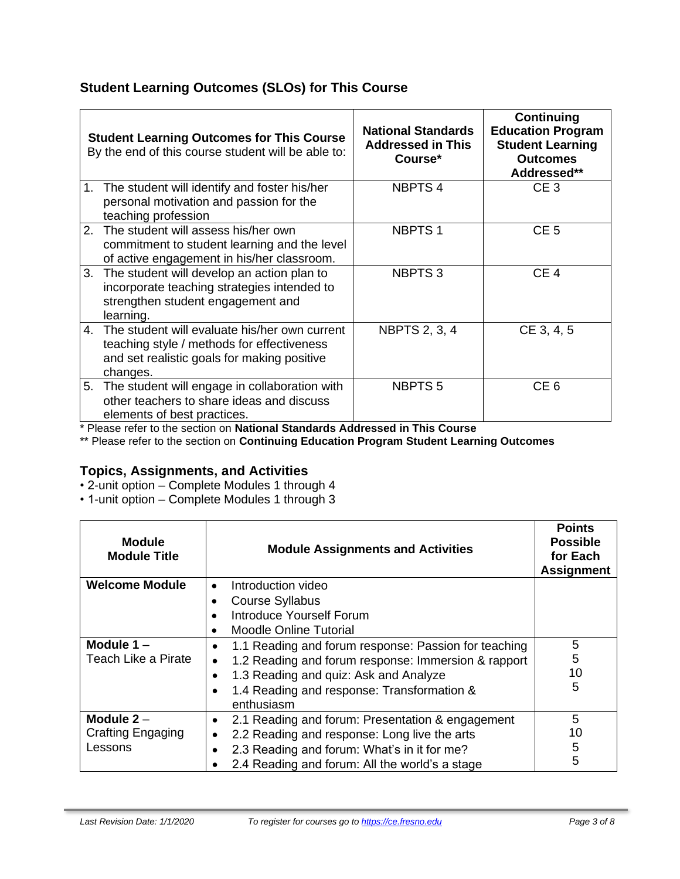## Student Learning Outcomes (SLOs) for This Course

| **Student Learning Outcomes for This Course** By the end of this course student will be able to: | **National Standards Addressed in This Course*** | **Continuing Education Program Student Learning Outcomes Addressed**** |
|---|---|---|
| 1. The student will identify and foster his/her personal motivation and passion for the teaching profession | NBPTS 4 | CE 3 |
| 2. The student will assess his/her own commitment to student learning and the level of active engagement in his/her classroom. | NBPTS 1 | CE 5 |
| 3. The student will develop an action plan to incorporate teaching strategies intended to strengthen student engagement and learning. | NBPTS 3 | CE 4 |
| 4. The student will evaluate his/her own current teaching style / methods for effectiveness and set realistic goals for making positive changes. | NBPTS 2, 3, 4 | CE 3, 4, 5 |
| 5. The student will engage in collaboration with other teachers to share ideas and discuss elements of best practices. | NBPTS 5 | CE 6 |

* Please refer to the section on **National Standards Addressed in This Course**

** Please refer to the section on **Continuing Education Program Student Learning Outcomes**

## Topics, Assignments, and Activities

- 2-unit option – Complete Modules 1 through 4
- 1-unit option – Complete Modules 1 through 3

| **Module Module Title** | **Module Assignments and Activities** | **Points Possible for Each Assignment** |
|---|---|---|
| **Welcome Module** | • Introduction video<br>• Course Syllabus<br>• Introduce Yourself Forum<br>• Moodle Online Tutorial | |
| **Module 1** – Teach Like a Pirate | • 1.1 Reading and forum response: Passion for teaching<br>• 1.2 Reading and forum response: Immersion & rapport<br>• 1.3 Reading and quiz: Ask and Analyze<br>• 1.4 Reading and response: Transformation & enthusiasm | 5<br>5<br>10<br>5 |
| **Module 2** – Crafting Engaging Lessons | • 2.1 Reading and forum: Presentation & engagement<br>• 2.2 Reading and response: Long live the arts<br>• 2.3 Reading and forum: What's in it for me?<br>• 2.4 Reading and forum: All the world's a stage | 5<br>10<br>5<br>5 |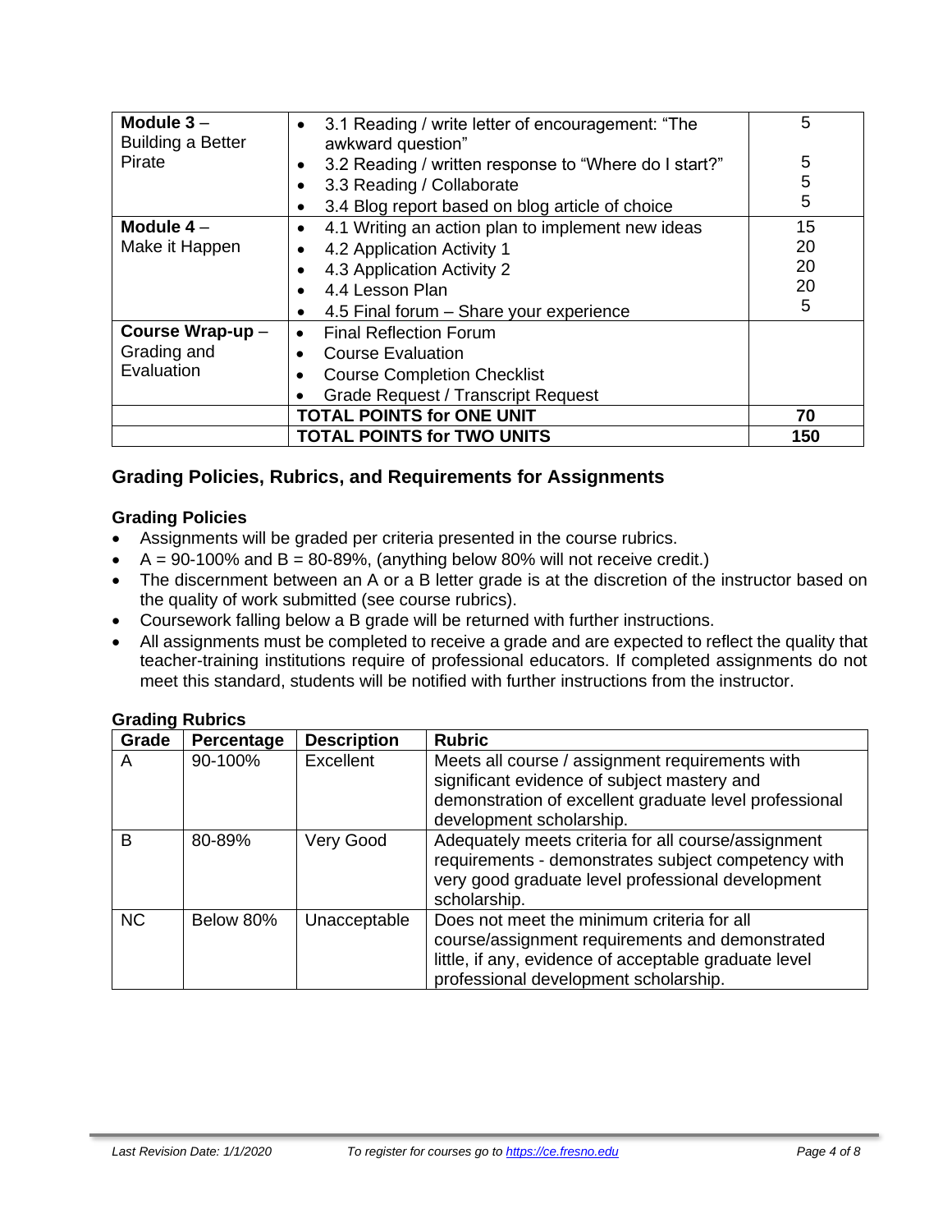| | | |
|---|---|---|
| **Module 3** – Building a Better Pirate | • 3.1 Reading / write letter of encouragement: "The awkward question"<br>• 3.2 Reading / written response to "Where do I start?"<br>• 3.3 Reading / Collaborate<br>• 3.4 Blog report based on blog article of choice | 5<br><br>5<br>5<br>5 |
| **Module 4** – Make it Happen | • 4.1 Writing an action plan to implement new ideas<br>• 4.2 Application Activity 1<br>• 4.3 Application Activity 2<br>• 4.4 Lesson Plan<br>• 4.5 Final forum – Share your experience | 15<br>20<br>20<br>20<br>5 |
| **Course Wrap-up** – Grading and Evaluation | • Final Reflection Forum<br>• Course Evaluation<br>• Course Completion Checklist<br>• Grade Request / Transcript Request | |
| | **TOTAL POINTS for ONE UNIT** | **70** |
| | **TOTAL POINTS for TWO UNITS** | **150** |

## Grading Policies, Rubrics, and Requirements for Assignments

### Grading Policies

- Assignments will be graded per criteria presented in the course rubrics.
- A = 90-100% and B = 80-89%, (anything below 80% will not receive credit.)
- The discernment between an A or a B letter grade is at the discretion of the instructor based on the quality of work submitted (see course rubrics).
- Coursework falling below a B grade will be returned with further instructions.
- All assignments must be completed to receive a grade and are expected to reflect the quality that teacher-training institutions require of professional educators. If completed assignments do not meet this standard, students will be notified with further instructions from the instructor.

### Grading Rubrics

| Grade | Percentage | Description | Rubric |
|---|---|---|---|
| A | 90-100% | Excellent | Meets all course / assignment requirements with significant evidence of subject mastery and demonstration of excellent graduate level professional development scholarship. |
| B | 80-89% | Very Good | Adequately meets criteria for all course/assignment requirements - demonstrates subject competency with very good graduate level professional development scholarship. |
| NC | Below 80% | Unacceptable | Does not meet the minimum criteria for all course/assignment requirements and demonstrated little, if any, evidence of acceptable graduate level professional development scholarship. |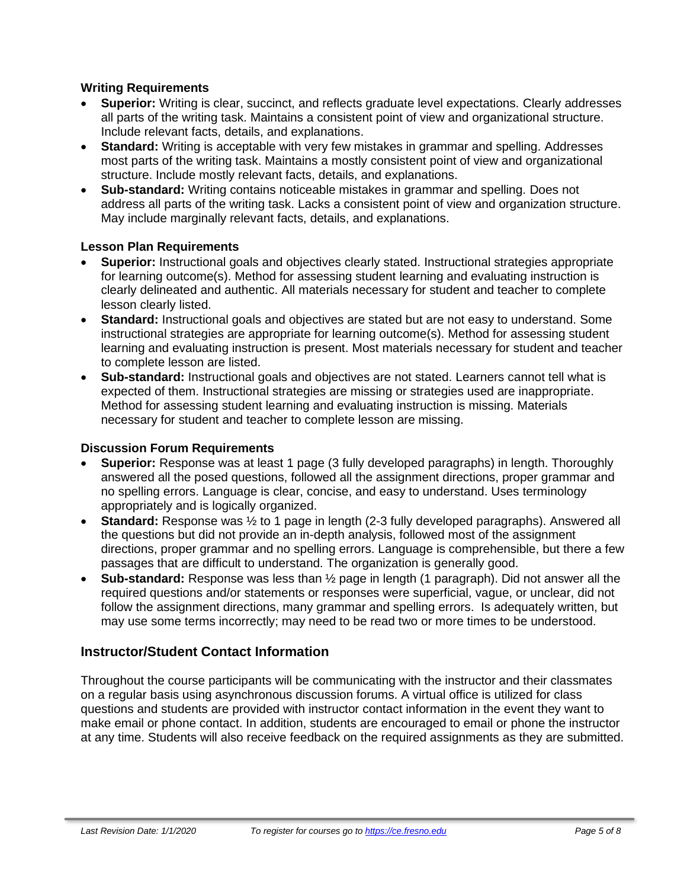### Writing Requirements

- **Superior:** Writing is clear, succinct, and reflects graduate level expectations. Clearly addresses all parts of the writing task. Maintains a consistent point of view and organizational structure. Include relevant facts, details, and explanations.
- **Standard:** Writing is acceptable with very few mistakes in grammar and spelling. Addresses most parts of the writing task. Maintains a mostly consistent point of view and organizational structure. Include mostly relevant facts, details, and explanations.
- **Sub-standard:** Writing contains noticeable mistakes in grammar and spelling. Does not address all parts of the writing task. Lacks a consistent point of view and organization structure. May include marginally relevant facts, details, and explanations.

### Lesson Plan Requirements

- **Superior:** Instructional goals and objectives clearly stated. Instructional strategies appropriate for learning outcome(s). Method for assessing student learning and evaluating instruction is clearly delineated and authentic. All materials necessary for student and teacher to complete lesson clearly listed.
- **Standard:** Instructional goals and objectives are stated but are not easy to understand. Some instructional strategies are appropriate for learning outcome(s). Method for assessing student learning and evaluating instruction is present. Most materials necessary for student and teacher to complete lesson are listed.
- **Sub-standard:** Instructional goals and objectives are not stated. Learners cannot tell what is expected of them. Instructional strategies are missing or strategies used are inappropriate. Method for assessing student learning and evaluating instruction is missing. Materials necessary for student and teacher to complete lesson are missing.

### Discussion Forum Requirements

- **Superior:** Response was at least 1 page (3 fully developed paragraphs) in length. Thoroughly answered all the posed questions, followed all the assignment directions, proper grammar and no spelling errors. Language is clear, concise, and easy to understand. Uses terminology appropriately and is logically organized.
- **Standard:** Response was ½ to 1 page in length (2-3 fully developed paragraphs). Answered all the questions but did not provide an in-depth analysis, followed most of the assignment directions, proper grammar and no spelling errors. Language is comprehensible, but there a few passages that are difficult to understand. The organization is generally good.
- **Sub-standard:** Response was less than ½ page in length (1 paragraph). Did not answer all the required questions and/or statements or responses were superficial, vague, or unclear, did not follow the assignment directions, many grammar and spelling errors. Is adequately written, but may use some terms incorrectly; may need to be read two or more times to be understood.

## Instructor/Student Contact Information

Throughout the course participants will be communicating with the instructor and their classmates on a regular basis using asynchronous discussion forums. A virtual office is utilized for class questions and students are provided with instructor contact information in the event they want to make email or phone contact. In addition, students are encouraged to email or phone the instructor at any time. Students will also receive feedback on the required assignments as they are submitted.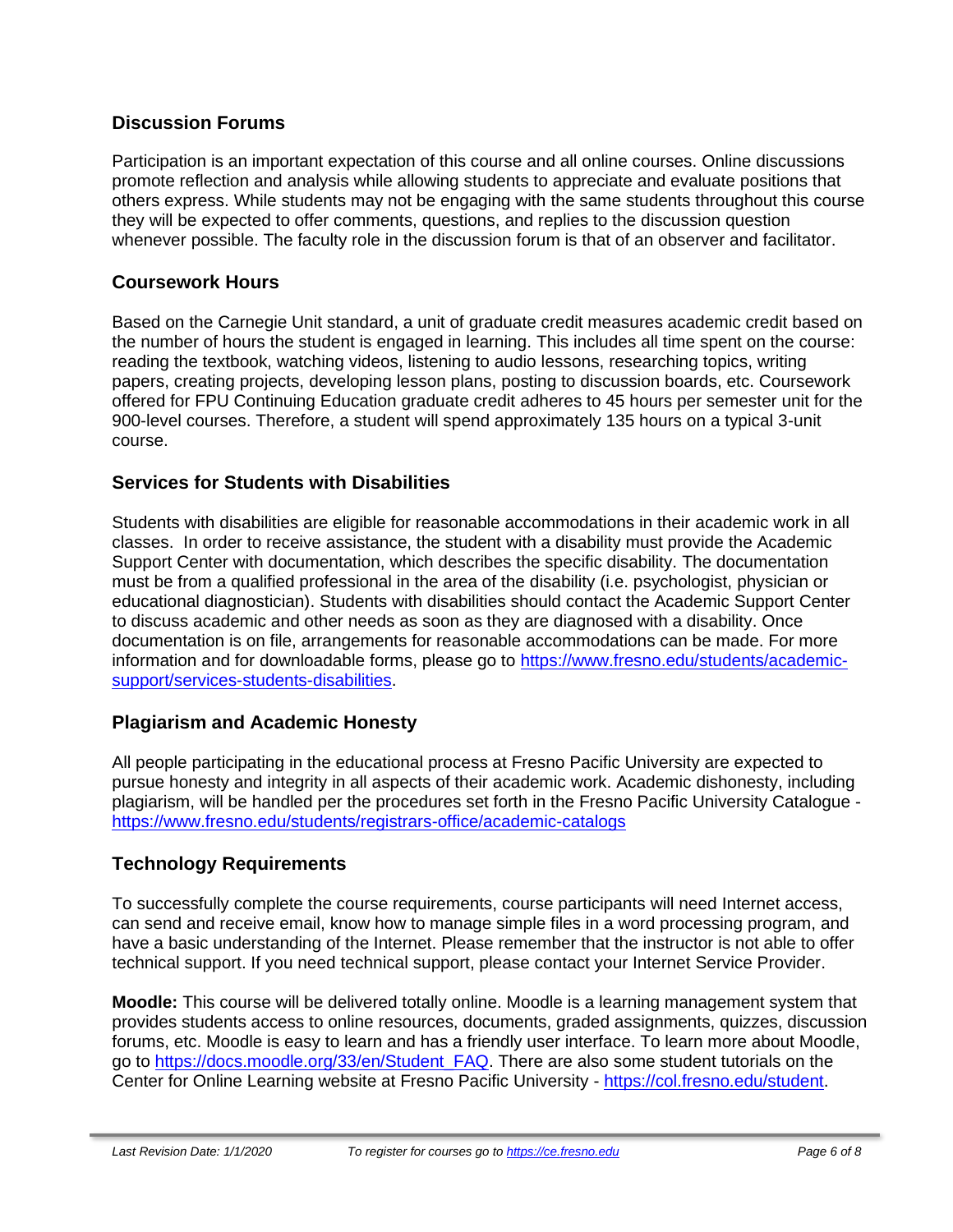## Discussion Forums

Participation is an important expectation of this course and all online courses. Online discussions promote reflection and analysis while allowing students to appreciate and evaluate positions that others express. While students may not be engaging with the same students throughout this course they will be expected to offer comments, questions, and replies to the discussion question whenever possible. The faculty role in the discussion forum is that of an observer and facilitator.

## Coursework Hours

Based on the Carnegie Unit standard, a unit of graduate credit measures academic credit based on the number of hours the student is engaged in learning. This includes all time spent on the course: reading the textbook, watching videos, listening to audio lessons, researching topics, writing papers, creating projects, developing lesson plans, posting to discussion boards, etc. Coursework offered for FPU Continuing Education graduate credit adheres to 45 hours per semester unit for the 900-level courses. Therefore, a student will spend approximately 135 hours on a typical 3-unit course.

## Services for Students with Disabilities

Students with disabilities are eligible for reasonable accommodations in their academic work in all classes. In order to receive assistance, the student with a disability must provide the Academic Support Center with documentation, which describes the specific disability. The documentation must be from a qualified professional in the area of the disability (i.e. psychologist, physician or educational diagnostician). Students with disabilities should contact the Academic Support Center to discuss academic and other needs as soon as they are diagnosed with a disability. Once documentation is on file, arrangements for reasonable accommodations can be made. For more information and for downloadable forms, please go to https://www.fresno.edu/students/academic-support/services-students-disabilities.

## Plagiarism and Academic Honesty

All people participating in the educational process at Fresno Pacific University are expected to pursue honesty and integrity in all aspects of their academic work. Academic dishonesty, including plagiarism, will be handled per the procedures set forth in the Fresno Pacific University Catalogue - https://www.fresno.edu/students/registrars-office/academic-catalogs

## Technology Requirements

To successfully complete the course requirements, course participants will need Internet access, can send and receive email, know how to manage simple files in a word processing program, and have a basic understanding of the Internet. Please remember that the instructor is not able to offer technical support. If you need technical support, please contact your Internet Service Provider.

**Moodle:** This course will be delivered totally online. Moodle is a learning management system that provides students access to online resources, documents, graded assignments, quizzes, discussion forums, etc. Moodle is easy to learn and has a friendly user interface. To learn more about Moodle, go to https://docs.moodle.org/33/en/Student_FAQ. There are also some student tutorials on the Center for Online Learning website at Fresno Pacific University - https://col.fresno.edu/student.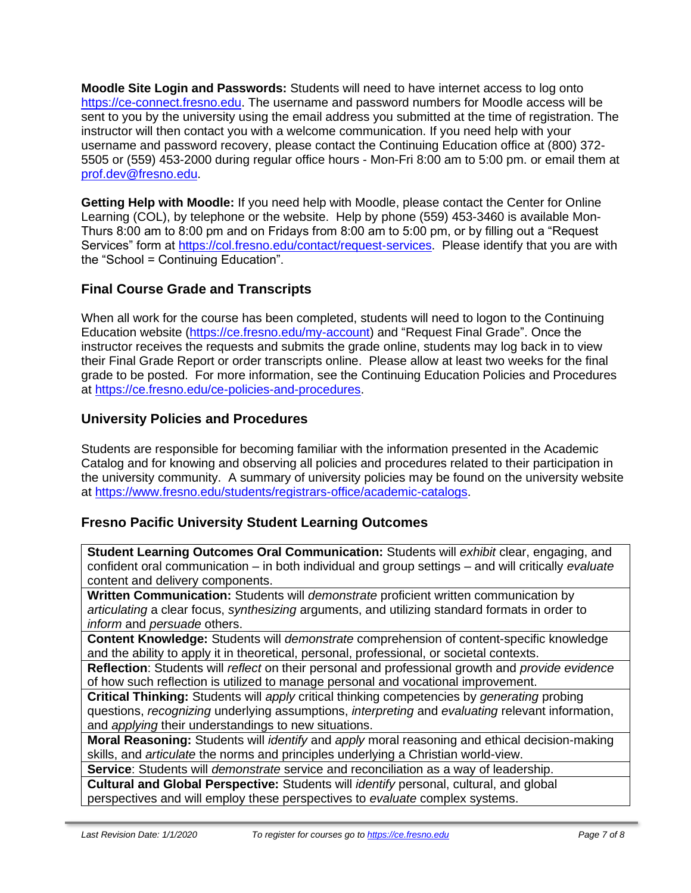**Moodle Site Login and Passwords:** Students will need to have internet access to log onto https://ce-connect.fresno.edu. The username and password numbers for Moodle access will be sent to you by the university using the email address you submitted at the time of registration. The instructor will then contact you with a welcome communication. If you need help with your username and password recovery, please contact the Continuing Education office at (800) 372-5505 or (559) 453-2000 during regular office hours - Mon-Fri 8:00 am to 5:00 pm. or email them at prof.dev@fresno.edu.

**Getting Help with Moodle:** If you need help with Moodle, please contact the Center for Online Learning (COL), by telephone or the website. Help by phone (559) 453-3460 is available Mon-Thurs 8:00 am to 8:00 pm and on Fridays from 8:00 am to 5:00 pm, or by filling out a "Request Services" form at https://col.fresno.edu/contact/request-services. Please identify that you are with the "School = Continuing Education".

## Final Course Grade and Transcripts

When all work for the course has been completed, students will need to logon to the Continuing Education website (https://ce.fresno.edu/my-account) and "Request Final Grade". Once the instructor receives the requests and submits the grade online, students may log back in to view their Final Grade Report or order transcripts online. Please allow at least two weeks for the final grade to be posted. For more information, see the Continuing Education Policies and Procedures at https://ce.fresno.edu/ce-policies-and-procedures.

## University Policies and Procedures

Students are responsible for becoming familiar with the information presented in the Academic Catalog and for knowing and observing all policies and procedures related to their participation in the university community. A summary of university policies may be found on the university website at https://www.fresno.edu/students/registrars-office/academic-catalogs.

## Fresno Pacific University Student Learning Outcomes

| |
|---|
| **Student Learning Outcomes Oral Communication:** Students will *exhibit* clear, engaging, and confident oral communication – in both individual and group settings – and will critically *evaluate* content and delivery components. |
| **Written Communication:** Students will *demonstrate* proficient written communication by *articulating* a clear focus, *synthesizing* arguments, and utilizing standard formats in order to *inform* and *persuade* others. |
| **Content Knowledge:** Students will *demonstrate* comprehension of content-specific knowledge and the ability to apply it in theoretical, personal, professional, or societal contexts. |
| **Reflection**: Students will *reflect* on their personal and professional growth and *provide evidence* of how such reflection is utilized to manage personal and vocational improvement. |
| **Critical Thinking:** Students will *apply* critical thinking competencies by *generating* probing questions, *recognizing* underlying assumptions, *interpreting* and *evaluating* relevant information, and *applying* their understandings to new situations. |
| **Moral Reasoning:** Students will *identify* and *apply* moral reasoning and ethical decision-making skills, and *articulate* the norms and principles underlying a Christian world-view. |
| **Service**: Students will *demonstrate* service and reconciliation as a way of leadership. |
| **Cultural and Global Perspective:** Students will *identify* personal, cultural, and global perspectives and will employ these perspectives to *evaluate* complex systems. |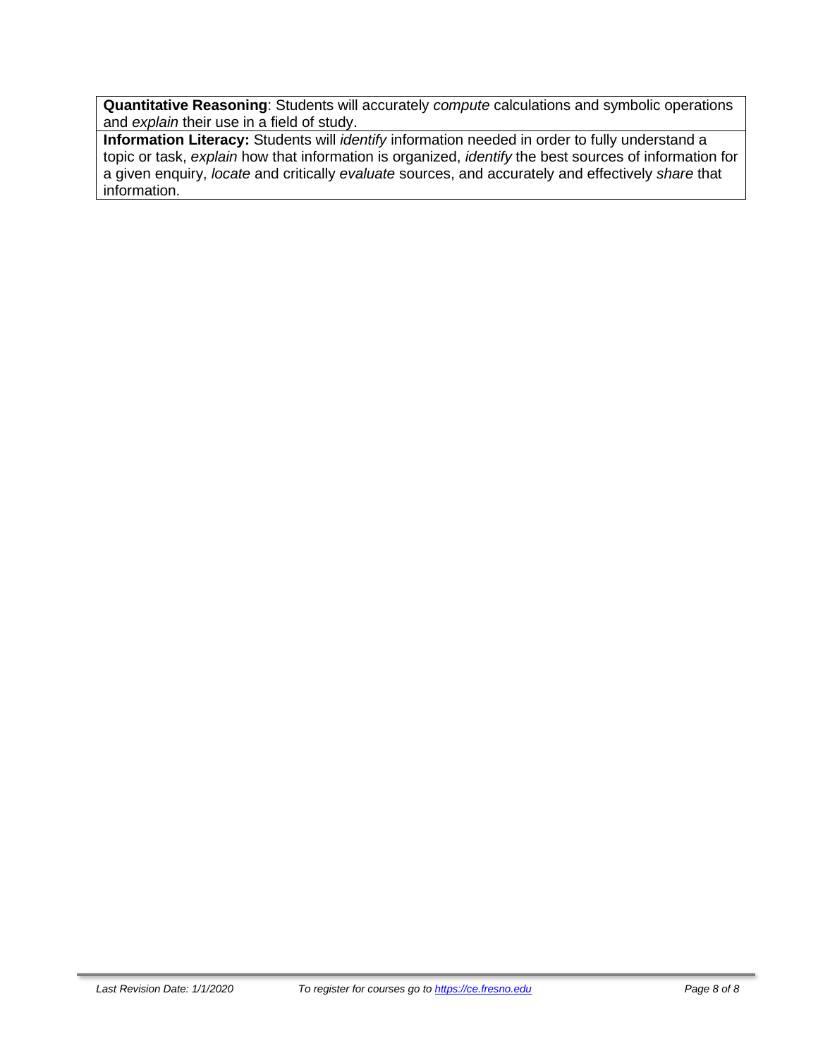| |
| --- |
| **Quantitative Reasoning**: Students will accurately *compute* calculations and symbolic operations and *explain* their use in a field of study. |
| **Information Literacy:** Students will *identify* information needed in order to fully understand a topic or task, *explain* how that information is organized, *identify* the best sources of information for a given enquiry, *locate* and critically *evaluate* sources, and accurately and effectively *share* that information. |